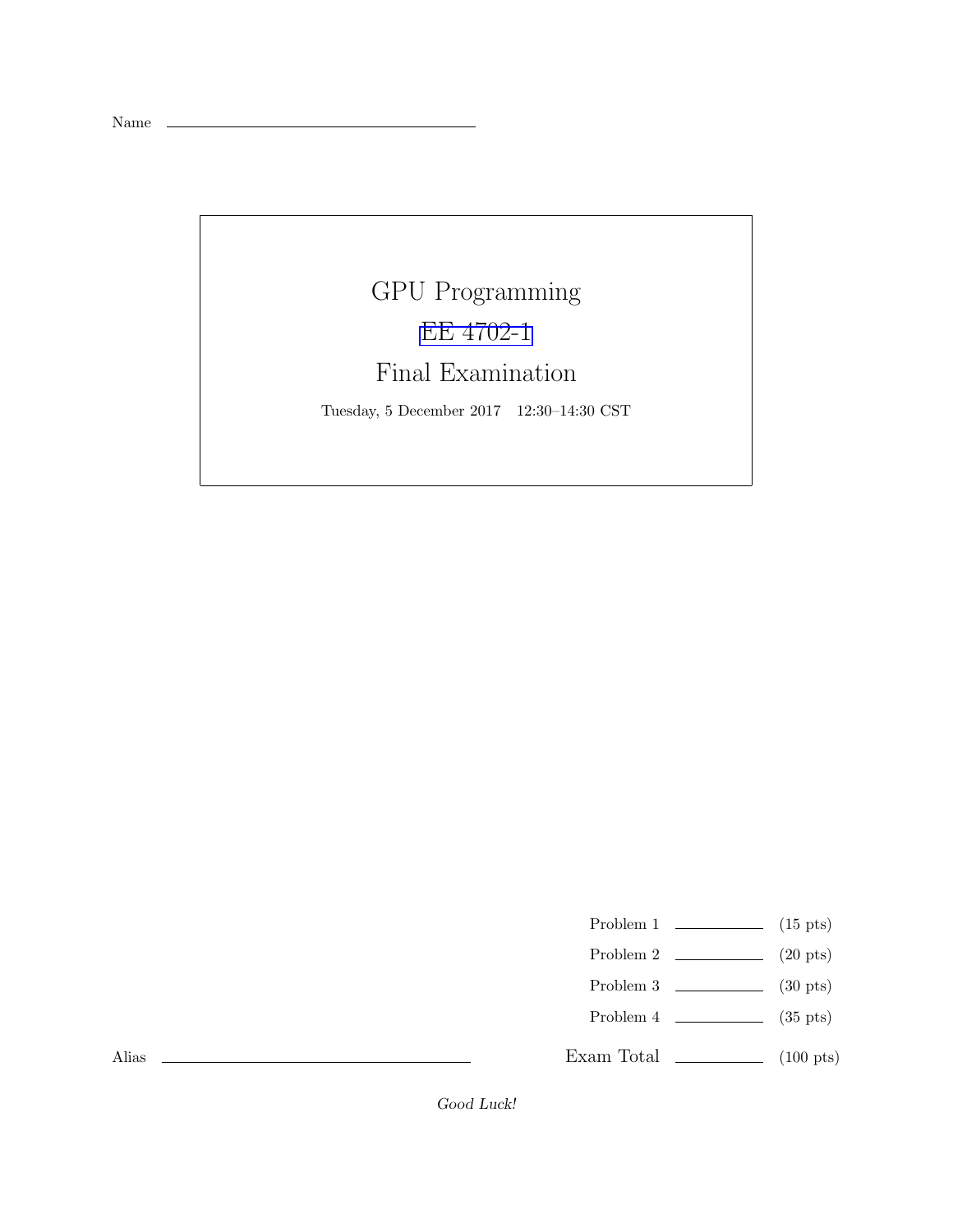Name \_\_\_\_\_\_\_\_\_\_\_\_\_\_\_\_\_\_\_\_\_\_\_\_\_\_\_\_\_\_\_\_

# GPU Programming

## EE 4702-1

## Final Examination

Tuesday, 5 December 2017 12:30–14:30 CST

| | | |
|---|---|---|
| Problem 1 | \_\_\_\_\_\_\_\_\_\_ | (15 pts) |
| Problem 2 | \_\_\_\_\_\_\_\_\_\_ | (20 pts) |
| Problem 3 | \_\_\_\_\_\_\_\_\_\_ | (30 pts) |
| Problem 4 | \_\_\_\_\_\_\_\_\_\_ | (35 pts) |
| Exam Total | \_\_\_\_\_\_\_\_\_\_ | (100 pts) |

Alias \_\_\_\_\_\_\_\_\_\_\_\_\_\_\_\_\_\_\_\_\_\_\_\_\_\_\_\_\_\_\_\_

*Good Luck!*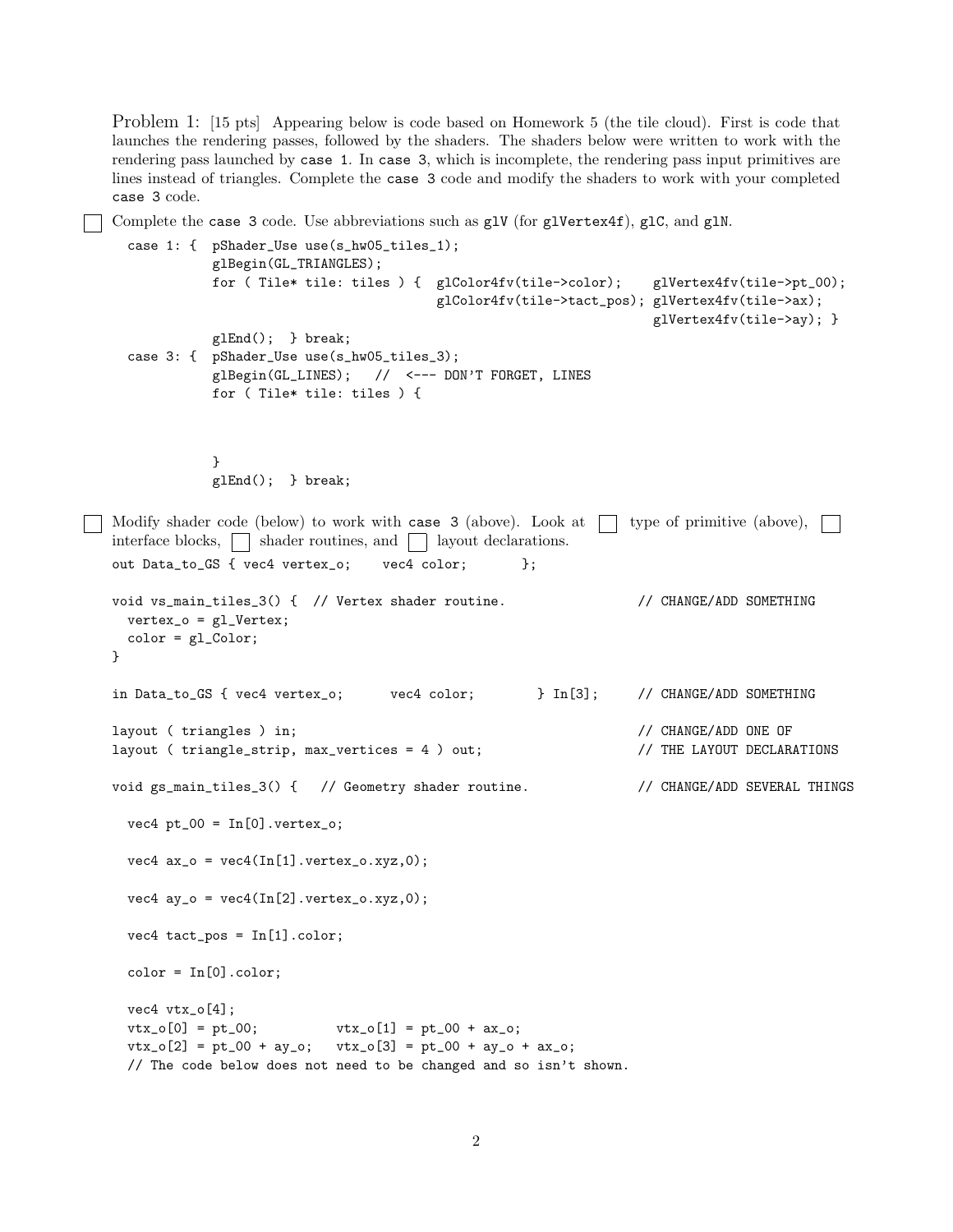Problem 1: [15 pts] Appearing below is code based on Homework 5 (the tile cloud). First is code that launches the rendering passes, followed by the shaders. The shaders below were written to work with the rendering pass launched by `case 1`. In `case 3`, which is incomplete, the rendering pass input primitives are lines instead of triangles. Complete the `case 3` code and modify the shaders to work with your completed `case 3` code.

☐ Complete the `case 3` code. Use abbreviations such as `glV` (for `glVertex4f`), `glC`, and `glN`.

```
case 1: {  pShader_Use use(s_hw05_tiles_1);
           glBegin(GL_TRIANGLES);
           for ( Tile* tile: tiles ) {  glColor4fv(tile->color);     glVertex4fv(tile->pt_00);
                                        glColor4fv(tile->tact_pos); glVertex4fv(tile->ax);
                                                                     glVertex4fv(tile->ay); }
           glEnd();  } break;
case 3: {  pShader_Use use(s_hw05_tiles_3);
           glBegin(GL_LINES);   //  <--- DON'T FORGET, LINES
           for ( Tile* tile: tiles ) {



           }
           glEnd();  } break;
```

☐ Modify shader code (below) to work with `case 3` (above). Look at ☐ type of primitive (above), ☐ interface blocks, ☐ shader routines, and ☐ layout declarations.

```
out Data_to_GS { vec4 vertex_o;    vec4 color;       };

void vs_main_tiles_3() {  // Vertex shader routine.                // CHANGE/ADD SOMETHING
  vertex_o = gl_Vertex;
  color = gl_Color;
}

in Data_to_GS { vec4 vertex_o;      vec4 color;        } In[3];    // CHANGE/ADD SOMETHING

layout ( triangles ) in;                                           // CHANGE/ADD ONE OF
layout ( triangle_strip, max_vertices = 4 ) out;                   // THE LAYOUT DECLARATIONS

void gs_main_tiles_3() {   // Geometry shader routine.             // CHANGE/ADD SEVERAL THINGS

  vec4 pt_00 = In[0].vertex_o;

  vec4 ax_o = vec4(In[1].vertex_o.xyz,0);

  vec4 ay_o = vec4(In[2].vertex_o.xyz,0);

  vec4 tact_pos = In[1].color;

  color = In[0].color;

  vec4 vtx_o[4];
  vtx_o[0] = pt_00;          vtx_o[1] = pt_00 + ax_o;
  vtx_o[2] = pt_00 + ay_o;   vtx_o[3] = pt_00 + ay_o + ax_o;
  // The code below does not need to be changed and so isn't shown.
```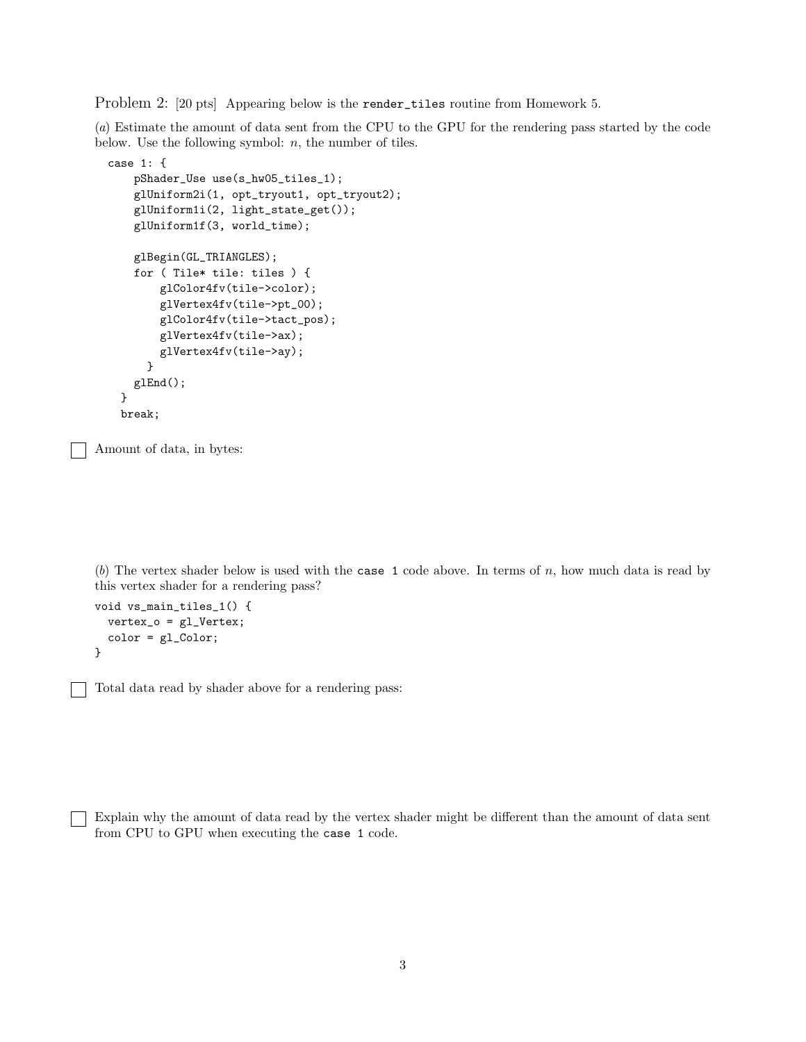Problem 2: [20 pts] Appearing below is the `render_tiles` routine from Homework 5.

(*a*) Estimate the amount of data sent from the CPU to the GPU for the rendering pass started by the code below. Use the following symbol: $n$, the number of tiles.

```
case 1: {
    pShader_Use use(s_hw05_tiles_1);
    glUniform2i(1, opt_tryout1, opt_tryout2);
    glUniform1i(2, light_state_get());
    glUniform1f(3, world_time);

    glBegin(GL_TRIANGLES);
    for ( Tile* tile: tiles ) {
        glColor4fv(tile->color);
        glVertex4fv(tile->pt_00);
        glColor4fv(tile->tact_pos);
        glVertex4fv(tile->ax);
        glVertex4fv(tile->ay);
      }
    glEnd();
  }
  break;
```

☐ Amount of data, in bytes:

(*b*) The vertex shader below is used with the `case 1` code above. In terms of $n$, how much data is read by this vertex shader for a rendering pass?

```
void vs_main_tiles_1() {
  vertex_o = gl_Vertex;
  color = gl_Color;
}
```

☐ Total data read by shader above for a rendering pass:

☐ Explain why the amount of data read by the vertex shader might be different than the amount of data sent from CPU to GPU when executing the `case 1` code.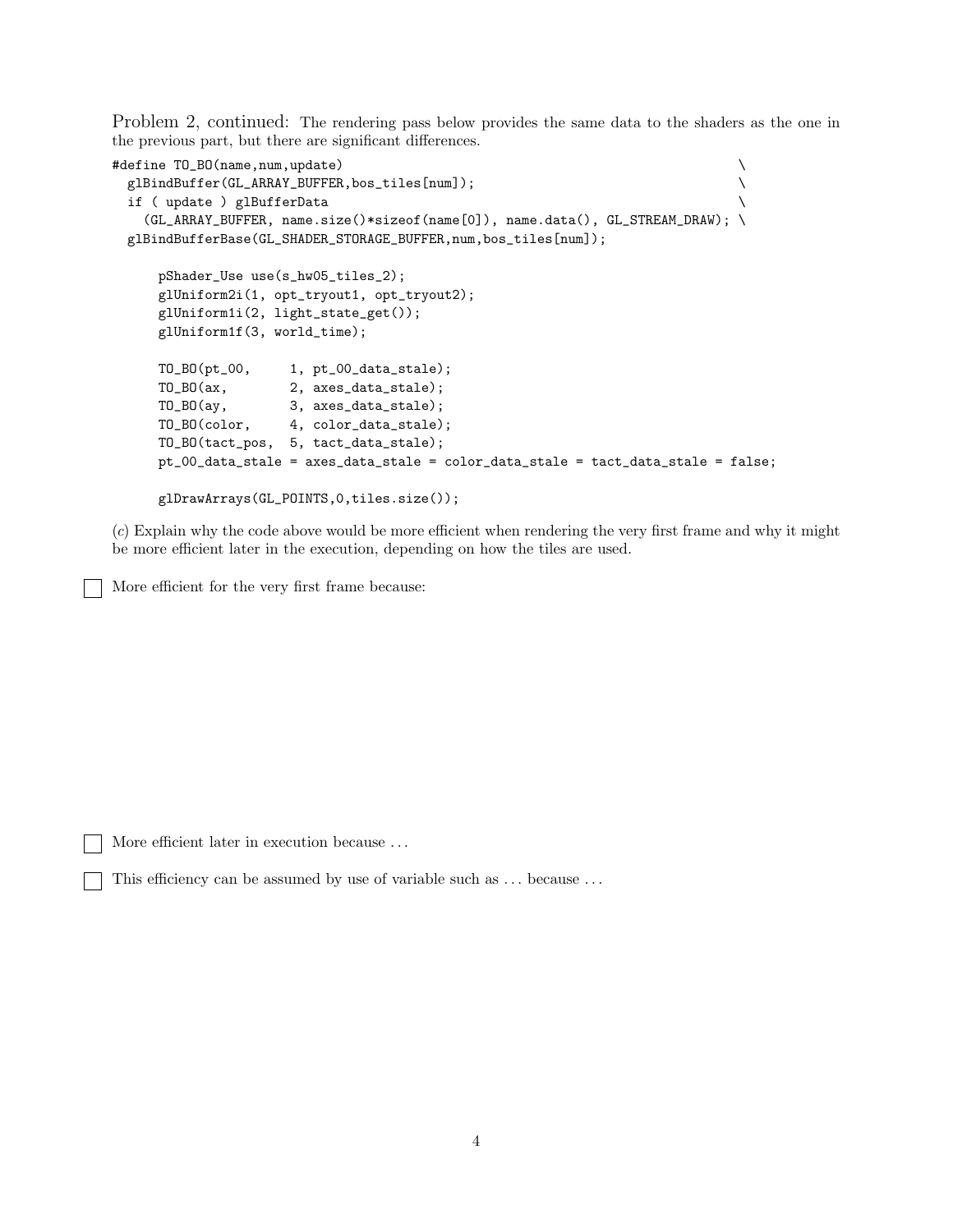Problem 2, continued: The rendering pass below provides the same data to the shaders as the one in the previous part, but there are significant differences.

```
#define TO_BO(name,num,update)                                                  \
  glBindBuffer(GL_ARRAY_BUFFER,bos_tiles[num]);                                 \
  if ( update ) glBufferData                                                    \
    (GL_ARRAY_BUFFER, name.size()*sizeof(name[0]), name.data(), GL_STREAM_DRAW); \
  glBindBufferBase(GL_SHADER_STORAGE_BUFFER,num,bos_tiles[num]);

      pShader_Use use(s_hw05_tiles_2);
      glUniform2i(1, opt_tryout1, opt_tryout2);
      glUniform1i(2, light_state_get());
      glUniform1f(3, world_time);

      TO_BO(pt_00,     1, pt_00_data_stale);
      TO_BO(ax,        2, axes_data_stale);
      TO_BO(ay,        3, axes_data_stale);
      TO_BO(color,     4, color_data_stale);
      TO_BO(tact_pos,  5, tact_data_stale);
      pt_00_data_stale = axes_data_stale = color_data_stale = tact_data_stale = false;

      glDrawArrays(GL_POINTS,0,tiles.size());
```

(*c*) Explain why the code above would be more efficient when rendering the very first frame and why it might be more efficient later in the execution, depending on how the tiles are used.

☐ More efficient for the very first frame because:

☐ More efficient later in execution because ...

☐ This efficiency can be assumed by use of variable such as ... because ...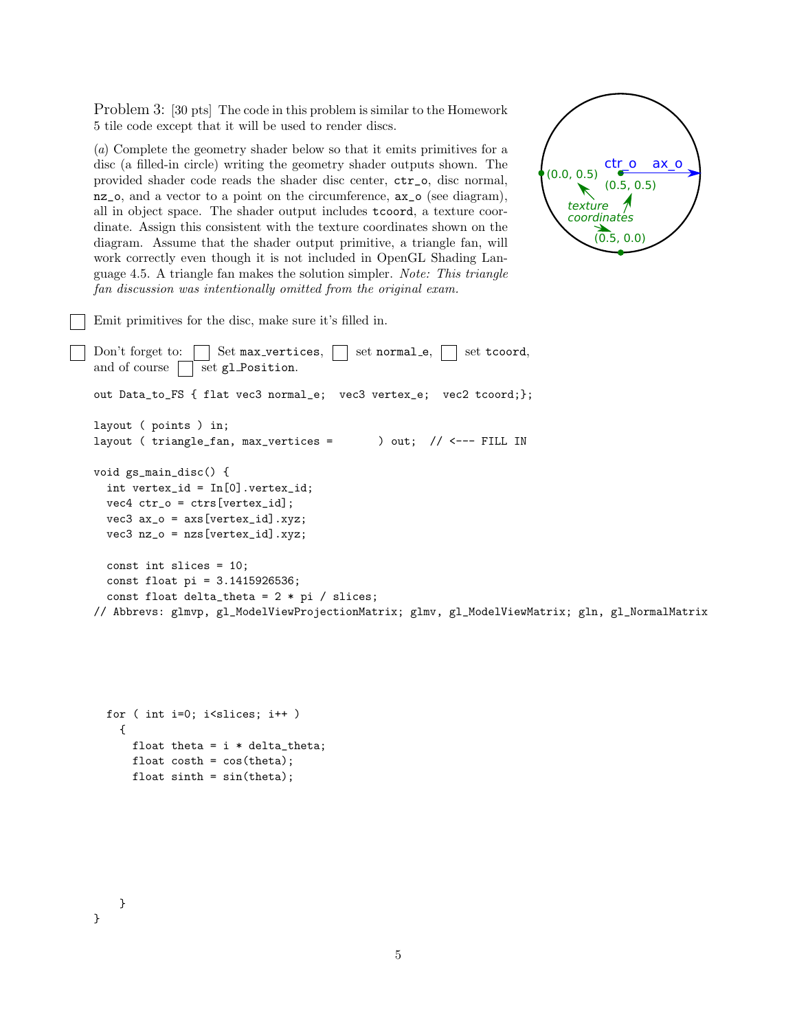Problem 3: [30 pts] The code in this problem is similar to the Homework 5 tile code except that it will be used to render discs.

(*a*) Complete the geometry shader below so that it emits primitives for a disc (a filled-in circle) writing the geometry shader outputs shown. The provided shader code reads the shader disc center, `ctr_o`, disc normal, `nz_o`, and a vector to a point on the circumference, `ax_o` (see diagram), all in object space. The shader output includes `tcoord`, a texture coordinate. Assign this consistent with the texture coordinates shown on the diagram. Assume that the shader output primitive, a triangle fan, will work correctly even though it is not included in OpenGL Shading Language 4.5. A triangle fan makes the solution simpler. *Note: This triangle fan discussion was intentionally omitted from the original exam.*

☐ Emit primitives for the disc, make sure it's filled in.

☐ Don't forget to: ☐ Set `max_vertices`, ☐ set `normal_e`, ☐ set `tcoord`, and of course ☐ set `gl_Position`.

```
out Data_to_FS { flat vec3 normal_e;  vec3 vertex_e;  vec2 tcoord;};

layout ( points ) in;
layout ( triangle_fan, max_vertices =       ) out;  // <--- FILL IN

void gs_main_disc() {
  int vertex_id = In[0].vertex_id;
  vec4 ctr_o = ctrs[vertex_id];
  vec3 ax_o = axs[vertex_id].xyz;
  vec3 nz_o = nzs[vertex_id].xyz;

  const int slices = 10;
  const float pi = 3.1415926536;
  const float delta_theta = 2 * pi / slices;
// Abbrevs: glmvp, gl_ModelViewProjectionMatrix; glmv, gl_ModelViewMatrix; gln, gl_NormalMatrix




  for ( int i=0; i<slices; i++ )
    {
      float theta = i * delta_theta;
      float costh = cos(theta);
      float sinth = sin(theta);






    }
}
```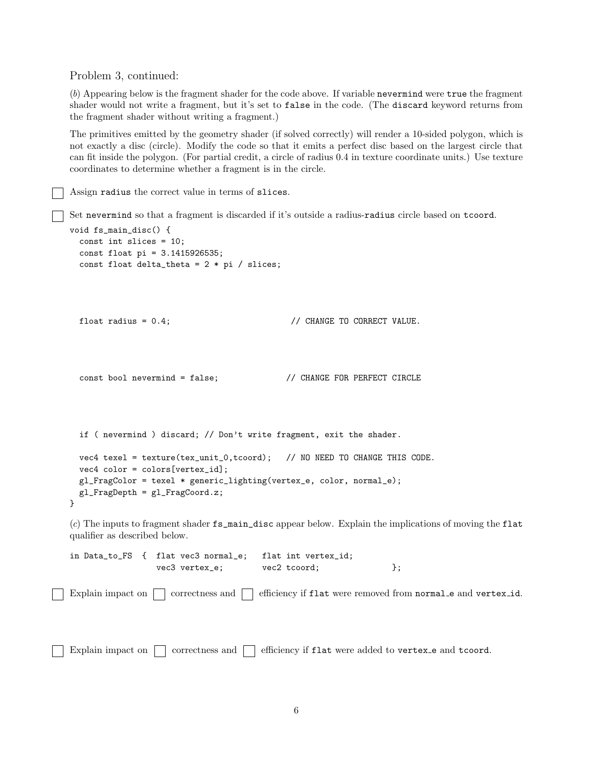Problem 3, continued:

(*b*) Appearing below is the fragment shader for the code above. If variable `nevermind` were `true` the fragment shader would not write a fragment, but it's set to `false` in the code. (The `discard` keyword returns from the fragment shader without writing a fragment.)

The primitives emitted by the geometry shader (if solved correctly) will render a 10-sided polygon, which is not exactly a disc (circle). Modify the code so that it emits a perfect disc based on the largest circle that can fit inside the polygon. (For partial credit, a circle of radius 0.4 in texture coordinate units.) Use texture coordinates to determine whether a fragment is in the circle.

☐ Assign `radius` the correct value in terms of `slices`.

☐ Set `nevermind` so that a fragment is discarded if it's outside a radius-`radius` circle based on `tcoord`.

```
void fs_main_disc() {
  const int slices = 10;
  const float pi = 3.1415926535;
  const float delta_theta = 2 * pi / slices;



  float radius = 0.4;                         // CHANGE TO CORRECT VALUE.



  const bool nevermind = false;              // CHANGE FOR PERFECT CIRCLE



  if ( nevermind ) discard; // Don't write fragment, exit the shader.

  vec4 texel = texture(tex_unit_0,tcoord);   // NO NEED TO CHANGE THIS CODE.
  vec4 color = colors[vertex_id];
  gl_FragColor = texel * generic_lighting(vertex_e, color, normal_e);
  gl_FragDepth = gl_FragCoord.z;
}
```

(*c*) The inputs to fragment shader `fs_main_disc` appear below. Explain the implications of moving the `flat` qualifier as described below.

```
in Data_to_FS  {  flat vec3 normal_e;   flat int vertex_id;
                  vec3 vertex_e;        vec2 tcoord;              };
```

☐ Explain impact on ☐ correctness and ☐ efficiency if `flat` were removed from `normal_e` and `vertex_id`.

☐ Explain impact on ☐ correctness and ☐ efficiency if `flat` were added to `vertex_e` and `tcoord`.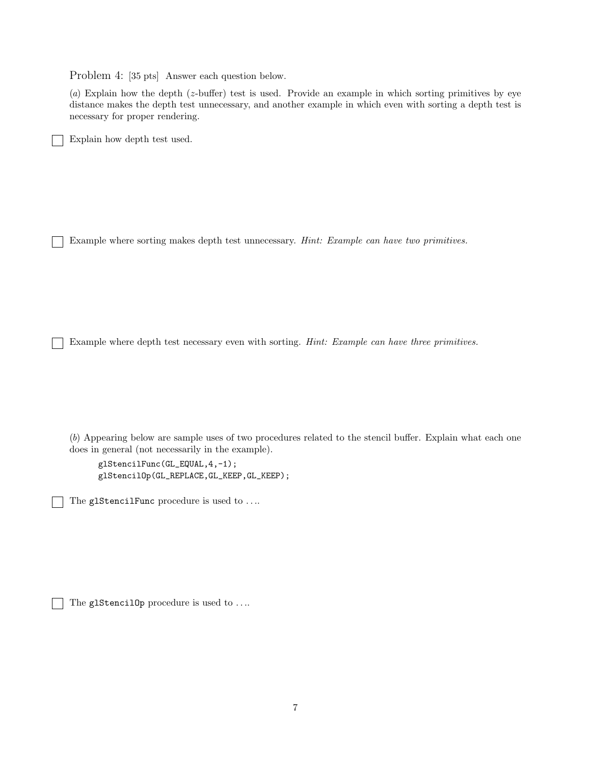Problem 4: [35 pts] Answer each question below.

(*a*) Explain how the depth ($z$-buffer) test is used. Provide an example in which sorting primitives by eye distance makes the depth test unnecessary, and another example in which even with sorting a depth test is necessary for proper rendering.

☐ Explain how depth test used.

☐ Example where sorting makes depth test unnecessary. *Hint: Example can have two primitives.*

☐ Example where depth test necessary even with sorting. *Hint: Example can have three primitives.*

(*b*) Appearing below are sample uses of two procedures related to the stencil buffer. Explain what each one does in general (not necessarily in the example).

```
glStencilFunc(GL_EQUAL,4,-1);
glStencilOp(GL_REPLACE,GL_KEEP,GL_KEEP);
```

☐ The `glStencilFunc` procedure is used to ....

☐ The `glStencilOp` procedure is used to ....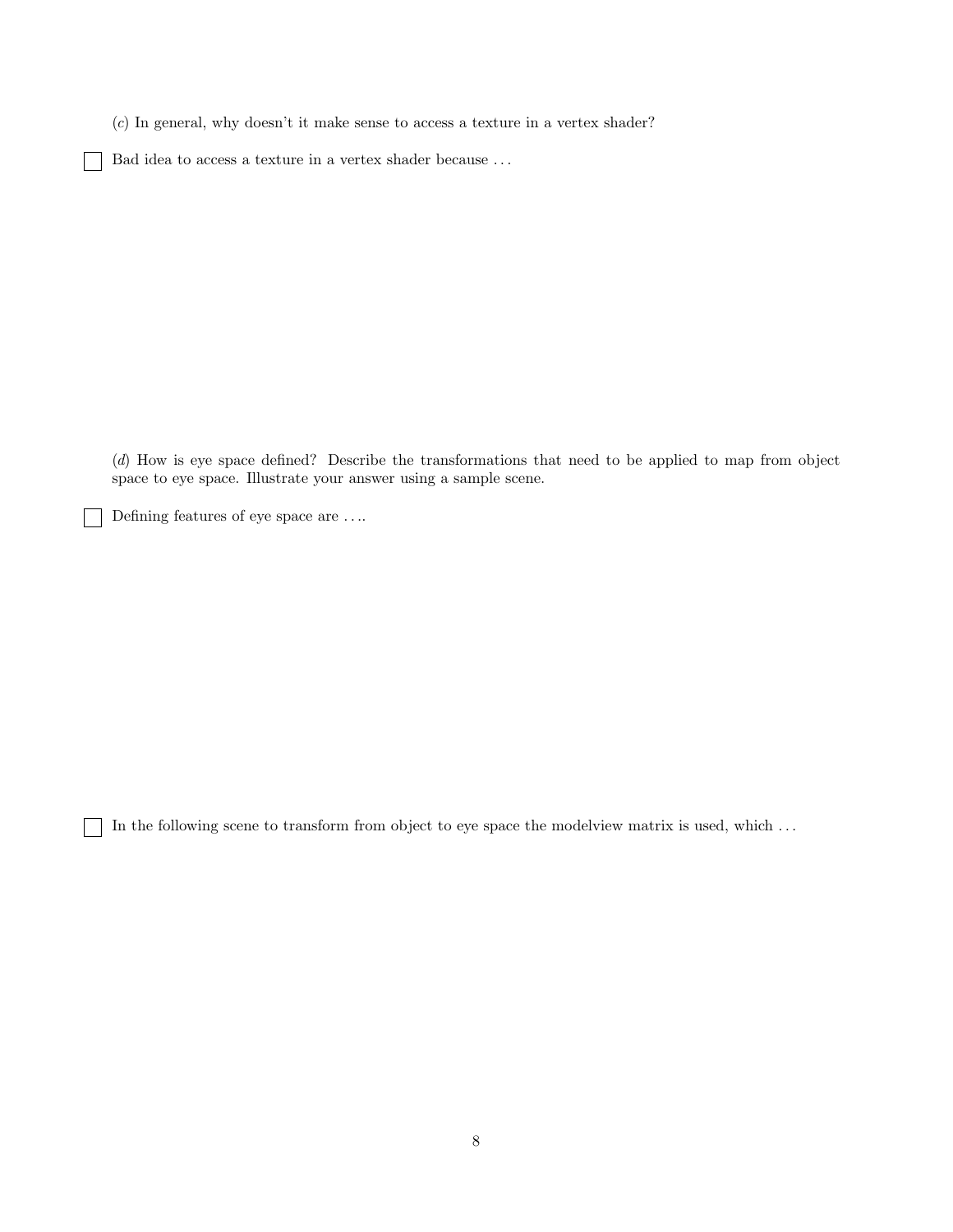(*c*) In general, why doesn't it make sense to access a texture in a vertex shader?

☐ Bad idea to access a texture in a vertex shader because ...

(*d*) How is eye space defined? Describe the transformations that need to be applied to map from object space to eye space. Illustrate your answer using a sample scene.

☐ Defining features of eye space are ....

☐ In the following scene to transform from object to eye space the modelview matrix is used, which ...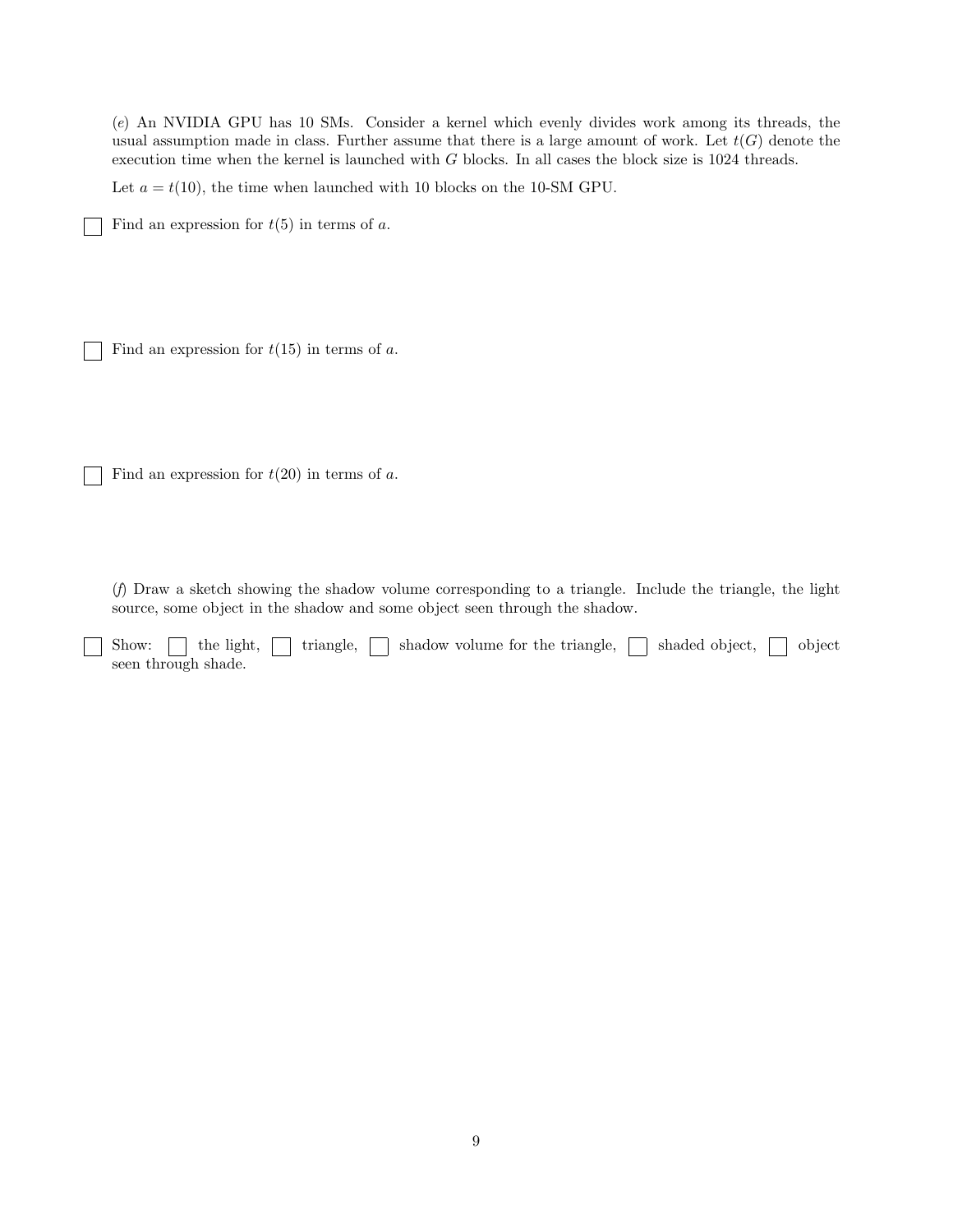(*e*) An NVIDIA GPU has 10 SMs. Consider a kernel which evenly divides work among its threads, the usual assumption made in class. Further assume that there is a large amount of work. Let $t(G)$ denote the execution time when the kernel is launched with $G$ blocks. In all cases the block size is 1024 threads.

Let $a = t(10)$, the time when launched with 10 blocks on the 10-SM GPU.

☐ Find an expression for $t(5)$ in terms of $a$.

☐ Find an expression for $t(15)$ in terms of $a$.

☐ Find an expression for $t(20)$ in terms of $a$.

(*f*) Draw a sketch showing the shadow volume corresponding to a triangle. Include the triangle, the light source, some object in the shadow and some object seen through the shadow.

☐ Show: ☐ the light, ☐ triangle, ☐ shadow volume for the triangle, ☐ shaded object, ☐ object seen through shade.